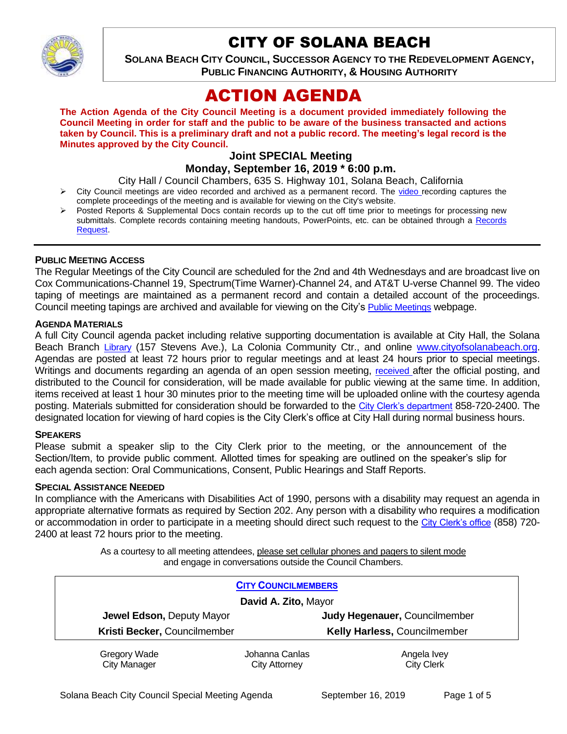# CITY OF SOLANA BEACH

**SOLANA BEACH CITY COUNCIL, SUCCESSOR AGENCY TO THE REDEVELOPMENT AGENCY, PUBLIC FINANCING AUTHORITY, & HOUSING AUTHORITY**

# ACTION AGENDA

**The Action Agenda of the City Council Meeting is a document provided immediately following the Council Meeting in order for staff and the public to be aware of the business transacted and actions taken by Council. This is a preliminary draft and not a public record. The meeting's legal record is the Minutes approved by the City Council.**

### Joint SPECIAL Meeting
### Monday, September 16, 2019 * 6:00 p.m.

City Hall / Council Chambers, 635 S. Highway 101, Solana Beach, California

- City Council meetings are video recorded and archived as a permanent record. The video recording captures the complete proceedings of the meeting and is available for viewing on the City's website.
- Posted Reports & Supplemental Docs contain records up to the cut off time prior to meetings for processing new submittals. Complete records containing meeting handouts, PowerPoints, etc. can be obtained through a Records Request.

---

**PUBLIC MEETING ACCESS**

The Regular Meetings of the City Council are scheduled for the 2nd and 4th Wednesdays and are broadcast live on Cox Communications-Channel 19, Spectrum(Time Warner)-Channel 24, and AT&T U-verse Channel 99. The video taping of meetings are maintained as a permanent record and contain a detailed account of the proceedings. Council meeting tapings are archived and available for viewing on the City's Public Meetings webpage.

**AGENDA MATERIALS**

A full City Council agenda packet including relative supporting documentation is available at City Hall, the Solana Beach Branch Library (157 Stevens Ave.), La Colonia Community Ctr., and online www.cityofsolanabeach.org. Agendas are posted at least 72 hours prior to regular meetings and at least 24 hours prior to special meetings. Writings and documents regarding an agenda of an open session meeting, received after the official posting, and distributed to the Council for consideration, will be made available for public viewing at the same time. In addition, items received at least 1 hour 30 minutes prior to the meeting time will be uploaded online with the courtesy agenda posting. Materials submitted for consideration should be forwarded to the City Clerk's department 858-720-2400. The designated location for viewing of hard copies is the City Clerk's office at City Hall during normal business hours.

**SPEAKERS**

Please submit a speaker slip to the City Clerk prior to the meeting, or the announcement of the Section/Item, to provide public comment. Allotted times for speaking are outlined on the speaker's slip for each agenda section: Oral Communications, Consent, Public Hearings and Staff Reports.

**SPECIAL ASSISTANCE NEEDED**

In compliance with the Americans with Disabilities Act of 1990, persons with a disability may request an agenda in appropriate alternative formats as required by Section 202. Any person with a disability who requires a modification or accommodation in order to participate in a meeting should direct such request to the City Clerk's office (858) 720-2400 at least 72 hours prior to the meeting.

As a courtesy to all meeting attendees, please set cellular phones and pagers to silent mode and engage in conversations outside the Council Chambers.

| CITY COUNCILMEMBERS | |
|---|---|
| **David A. Zito,** Mayor | |
| **Jewel Edson,** Deputy Mayor | **Judy Hegenauer,** Councilmember |
| **Kristi Becker,** Councilmember | **Kelly Harless,** Councilmember |

| Gregory Wade | Johanna Canlas | Angela Ivey |
|---|---|---|
| City Manager | City Attorney | City Clerk |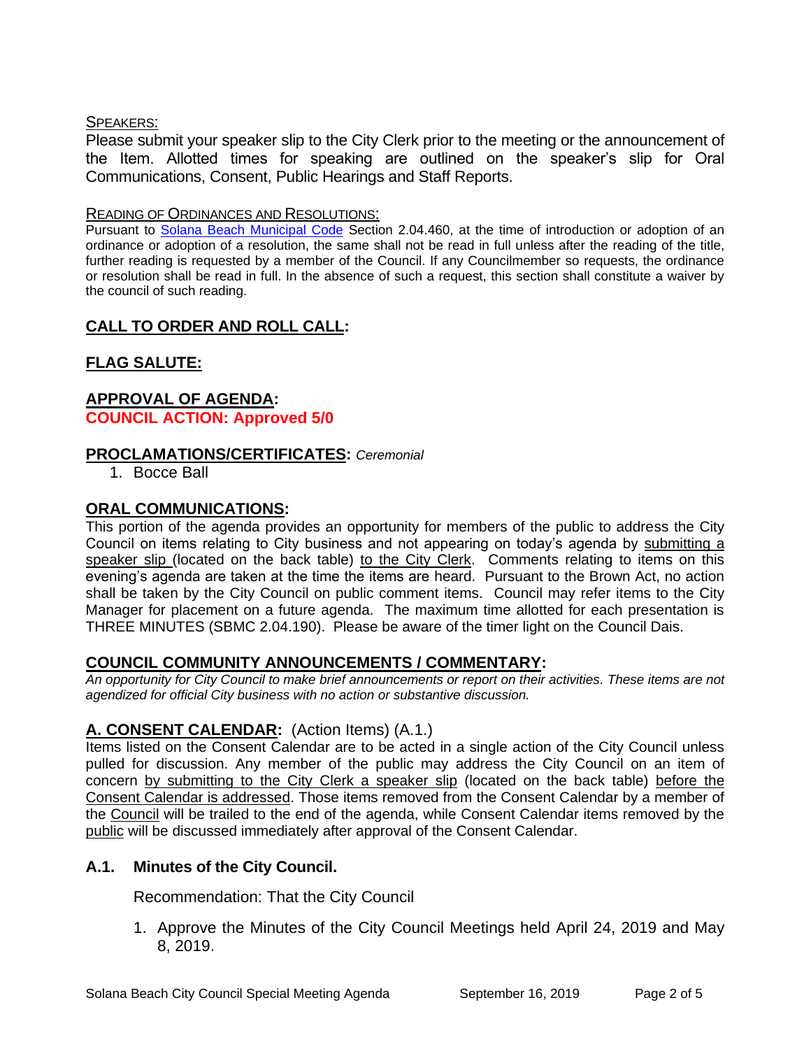SPEAKERS:

Please submit your speaker slip to the City Clerk prior to the meeting or the announcement of the Item. Allotted times for speaking are outlined on the speaker's slip for Oral Communications, Consent, Public Hearings and Staff Reports.

READING OF ORDINANCES AND RESOLUTIONS:

Pursuant to Solana Beach Municipal Code Section 2.04.460, at the time of introduction or adoption of an ordinance or adoption of a resolution, the same shall not be read in full unless after the reading of the title, further reading is requested by a member of the Council. If any Councilmember so requests, the ordinance or resolution shall be read in full. In the absence of such a request, this section shall constitute a waiver by the council of such reading.

## CALL TO ORDER AND ROLL CALL:

## FLAG SALUTE:

## APPROVAL OF AGENDA:

**COUNCIL ACTION: Approved 5/0**

## PROCLAMATIONS/CERTIFICATES: *Ceremonial*

1. Bocce Ball

## ORAL COMMUNICATIONS:

This portion of the agenda provides an opportunity for members of the public to address the City Council on items relating to City business and not appearing on today's agenda by submitting a speaker slip (located on the back table) to the City Clerk. Comments relating to items on this evening's agenda are taken at the time the items are heard. Pursuant to the Brown Act, no action shall be taken by the City Council on public comment items. Council may refer items to the City Manager for placement on a future agenda. The maximum time allotted for each presentation is THREE MINUTES (SBMC 2.04.190). Please be aware of the timer light on the Council Dais.

## COUNCIL COMMUNITY ANNOUNCEMENTS / COMMENTARY:

*An opportunity for City Council to make brief announcements or report on their activities. These items are not agendized for official City business with no action or substantive discussion.*

## A. CONSENT CALENDAR: (Action Items) (A.1.)

Items listed on the Consent Calendar are to be acted in a single action of the City Council unless pulled for discussion. Any member of the public may address the City Council on an item of concern by submitting to the City Clerk a speaker slip (located on the back table) before the Consent Calendar is addressed. Those items removed from the Consent Calendar by a member of the Council will be trailed to the end of the agenda, while Consent Calendar items removed by the public will be discussed immediately after approval of the Consent Calendar.

### A.1. Minutes of the City Council.

Recommendation: That the City Council

1. Approve the Minutes of the City Council Meetings held April 24, 2019 and May 8, 2019.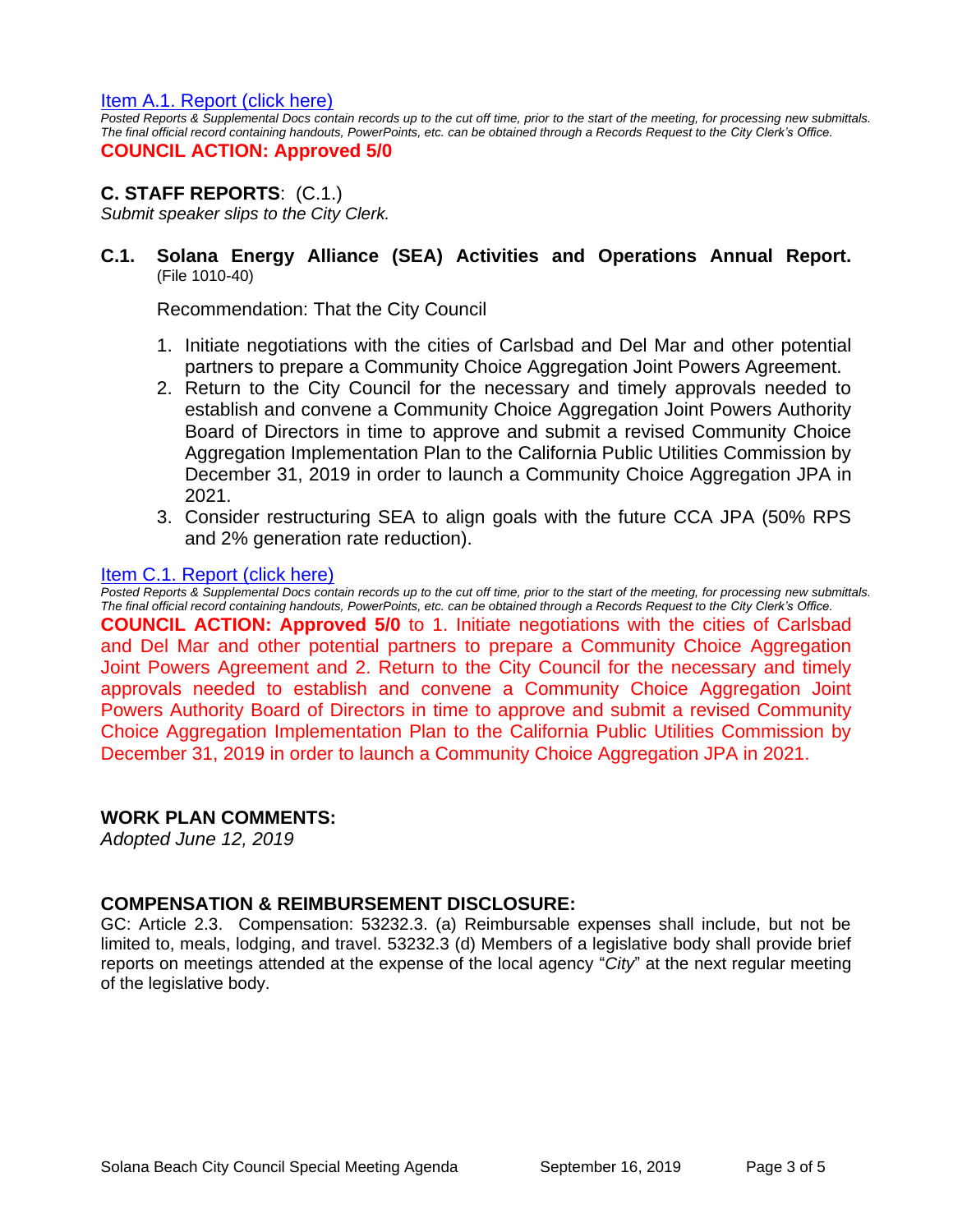[Item A.1. Report (click here)](#)

*Posted Reports & Supplemental Docs contain records up to the cut off time, prior to the start of the meeting, for processing new submittals. The final official record containing handouts, PowerPoints, etc. can be obtained through a Records Request to the City Clerk's Office.*

**COUNCIL ACTION: Approved 5/0**

## C. STAFF REPORTS: (C.1.)

*Submit speaker slips to the City Clerk.*

### C.1. Solana Energy Alliance (SEA) Activities and Operations Annual Report. (File 1010-40)

Recommendation: That the City Council

1. Initiate negotiations with the cities of Carlsbad and Del Mar and other potential partners to prepare a Community Choice Aggregation Joint Powers Agreement.
2. Return to the City Council for the necessary and timely approvals needed to establish and convene a Community Choice Aggregation Joint Powers Authority Board of Directors in time to approve and submit a revised Community Choice Aggregation Implementation Plan to the California Public Utilities Commission by December 31, 2019 in order to launch a Community Choice Aggregation JPA in 2021.
3. Consider restructuring SEA to align goals with the future CCA JPA (50% RPS and 2% generation rate reduction).

[Item C.1. Report (click here)](#)

*Posted Reports & Supplemental Docs contain records up to the cut off time, prior to the start of the meeting, for processing new submittals. The final official record containing handouts, PowerPoints, etc. can be obtained through a Records Request to the City Clerk's Office.*

**COUNCIL ACTION: Approved 5/0** to 1. Initiate negotiations with the cities of Carlsbad and Del Mar and other potential partners to prepare a Community Choice Aggregation Joint Powers Agreement and 2. Return to the City Council for the necessary and timely approvals needed to establish and convene a Community Choice Aggregation Joint Powers Authority Board of Directors in time to approve and submit a revised Community Choice Aggregation Implementation Plan to the California Public Utilities Commission by December 31, 2019 in order to launch a Community Choice Aggregation JPA in 2021.

## WORK PLAN COMMENTS:

*Adopted June 12, 2019*

## COMPENSATION & REIMBURSEMENT DISCLOSURE:

GC: Article 2.3. Compensation: 53232.3. (a) Reimbursable expenses shall include, but not be limited to, meals, lodging, and travel. 53232.3 (d) Members of a legislative body shall provide brief reports on meetings attended at the expense of the local agency "*City*" at the next regular meeting of the legislative body.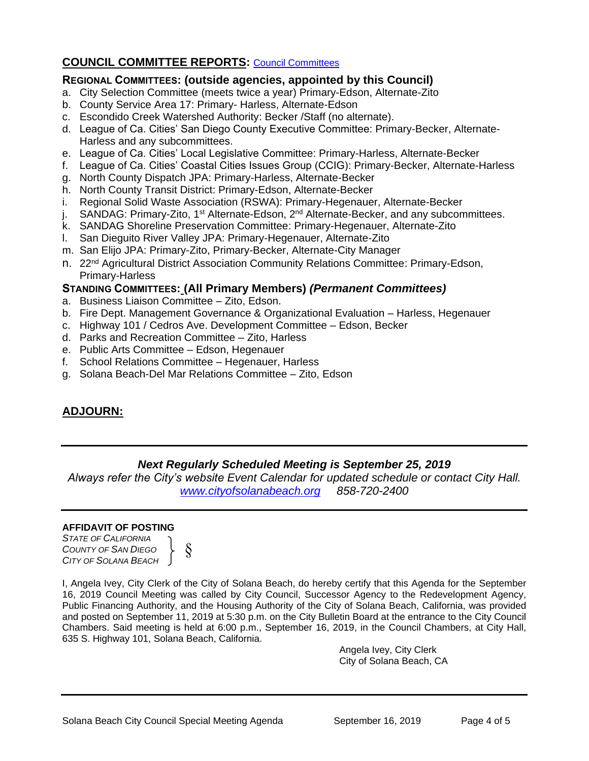## COUNCIL COMMITTEE REPORTS: [Council Committees](Council Committees)

### REGIONAL COMMITTEES: (outside agencies, appointed by this Council)

a. City Selection Committee (meets twice a year) Primary-Edson, Alternate-Zito
b. County Service Area 17: Primary- Harless, Alternate-Edson
c. Escondido Creek Watershed Authority: Becker /Staff (no alternate).
d. League of Ca. Cities' San Diego County Executive Committee: Primary-Becker, Alternate-Harless and any subcommittees.
e. League of Ca. Cities' Local Legislative Committee: Primary-Harless, Alternate-Becker
f. League of Ca. Cities' Coastal Cities Issues Group (CCIG): Primary-Becker, Alternate-Harless
g. North County Dispatch JPA: Primary-Harless, Alternate-Becker
h. North County Transit District: Primary-Edson, Alternate-Becker
i. Regional Solid Waste Association (RSWA): Primary-Hegenauer, Alternate-Becker
j. SANDAG: Primary-Zito, 1st Alternate-Edson, 2nd Alternate-Becker, and any subcommittees.
k. SANDAG Shoreline Preservation Committee: Primary-Hegenauer, Alternate-Zito
l. San Dieguito River Valley JPA: Primary-Hegenauer, Alternate-Zito
m. San Elijo JPA: Primary-Zito, Primary-Becker, Alternate-City Manager
n. 22nd Agricultural District Association Community Relations Committee: Primary-Edson, Primary-Harless

### STANDING COMMITTEES: (All Primary Members) *(Permanent Committees)*

a. Business Liaison Committee – Zito, Edson.
b. Fire Dept. Management Governance & Organizational Evaluation – Harless, Hegenauer
c. Highway 101 / Cedros Ave. Development Committee – Edson, Becker
d. Parks and Recreation Committee – Zito, Harless
e. Public Arts Committee – Edson, Hegenauer
f. School Relations Committee – Hegenauer, Harless
g. Solana Beach-Del Mar Relations Committee – Zito, Edson

## ADJOURN:

---

***Next Regularly Scheduled Meeting is September 25, 2019***

*Always refer the City's website Event Calendar for updated schedule or contact City Hall.*
*[www.cityofsolanabeach.org](www.cityofsolanabeach.org) 858-720-2400*

---

**AFFIDAVIT OF POSTING**

*STATE OF CALIFORNIA*
*COUNTY OF SAN DIEGO* } §
*CITY OF SOLANA BEACH*

I, Angela Ivey, City Clerk of the City of Solana Beach, do hereby certify that this Agenda for the September 16, 2019 Council Meeting was called by City Council, Successor Agency to the Redevelopment Agency, Public Financing Authority, and the Housing Authority of the City of Solana Beach, California, was provided and posted on September 11, 2019 at 5:30 p.m. on the City Bulletin Board at the entrance to the City Council Chambers. Said meeting is held at 6:00 p.m., September 16, 2019, in the Council Chambers, at City Hall, 635 S. Highway 101, Solana Beach, California.

Angela Ivey, City Clerk
City of Solana Beach, CA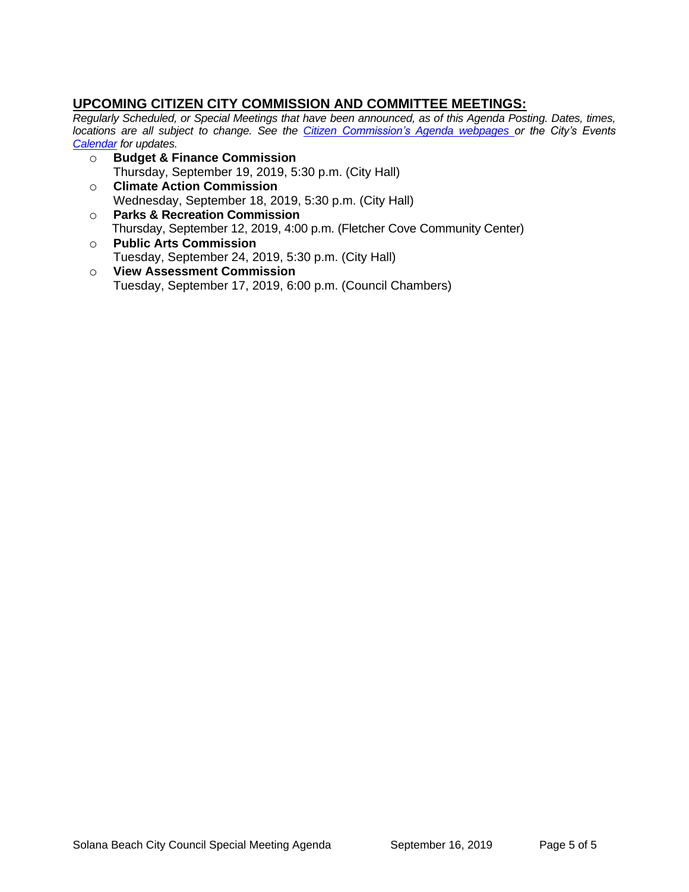## UPCOMING CITIZEN CITY COMMISSION AND COMMITTEE MEETINGS:

*Regularly Scheduled, or Special Meetings that have been announced, as of this Agenda Posting. Dates, times, locations are all subject to change. See the Citizen Commission's Agenda webpages or the City's Events Calendar for updates.*

- **Budget & Finance Commission**
  Thursday, September 19, 2019, 5:30 p.m. (City Hall)
- **Climate Action Commission**
  Wednesday, September 18, 2019, 5:30 p.m. (City Hall)
- **Parks & Recreation Commission**
  Thursday, September 12, 2019, 4:00 p.m. (Fletcher Cove Community Center)
- **Public Arts Commission**
  Tuesday, September 24, 2019, 5:30 p.m. (City Hall)
- **View Assessment Commission**
  Tuesday, September 17, 2019, 6:00 p.m. (Council Chambers)